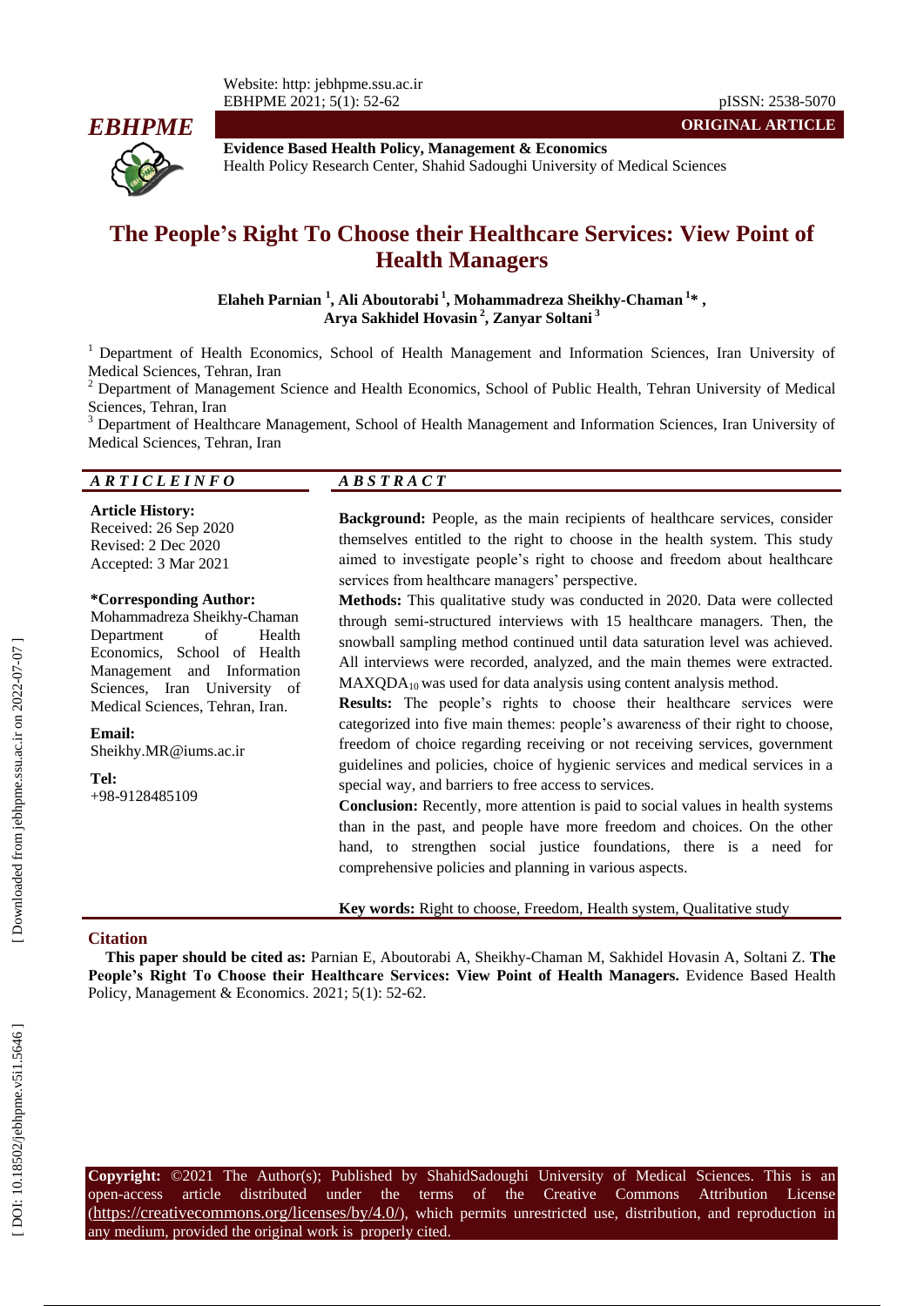ORIGINAL ARTICLE

**Evidence Based Health Policy, Management & Economics**
Health Policy Research Center, Shahid Sadoughi University of Medical Sciences

# The People's Right To Choose their Healthcare Services: View Point of Health Managers

**Elaheh Parnian [1], Ali Aboutorabi [1], Mohammadreza Sheikhy-Chaman [1]\* , Arya Sakhidel Hovasin [2], Zanyar Soltani [3]**

[1] Department of Health Economics, School of Health Management and Information Sciences, Iran University of Medical Sciences, Tehran, Iran

[2] Department of Management Science and Health Economics, School of Public Health, Tehran University of Medical Sciences, Tehran, Iran

[3] Department of Healthcare Management, School of Health Management and Information Sciences, Iran University of Medical Sciences, Tehran, Iran

## ARTICLE INFO

**Article History:**
Received: 26 Sep 2020
Revised: 2 Dec 2020
Accepted: 3 Mar 2021

**\*Corresponding Author:**
Mohammadreza Sheikhy-Chaman
Department of Health Economics, School of Health Management and Information Sciences, Iran University of Medical Sciences, Tehran, Iran.

**Email:**
Sheikhy.MR@iums.ac.ir

**Tel:**
+98-9128485109

## ABSTRACT

**Background:** People, as the main recipients of healthcare services, consider themselves entitled to the right to choose in the health system. This study aimed to investigate people's right to choose and freedom about healthcare services from healthcare managers' perspective.

**Methods:** This qualitative study was conducted in 2020. Data were collected through semi-structured interviews with 15 healthcare managers. Then, the snowball sampling method continued until data saturation level was achieved. All interviews were recorded, analyzed, and the main themes were extracted. $MAXQDA_{10}$ was used for data analysis using content analysis method.

**Results:** The people's rights to choose their healthcare services were categorized into five main themes: people's awareness of their right to choose, freedom of choice regarding receiving or not receiving services, government guidelines and policies, choice of hygienic services and medical services in a special way, and barriers to free access to services.

**Conclusion:** Recently, more attention is paid to social values in health systems than in the past, and people have more freedom and choices. On the other hand, to strengthen social justice foundations, there is a need for comprehensive policies and planning in various aspects.

**Key words:** Right to choose, Freedom, Health system, Qualitative study

## Citation

**This paper should be cited as:** Parnian E, Aboutorabi A, Sheikhy-Chaman M, Sakhidel Hovasin A, Soltani Z. **The People's Right To Choose their Healthcare Services: View Point of Health Managers.** Evidence Based Health Policy, Management & Economics. 2021; 5(1): 52-62.

**Copyright:** ©2021 The Author(s); Published by ShahidSadoughi University of Medical Sciences. This is an open-access article distributed under the terms of the Creative Commons Attribution License (https://creativecommons.org/licenses/by/4.0/), which permits unrestricted use, distribution, and reproduction in any medium, provided the original work is properly cited.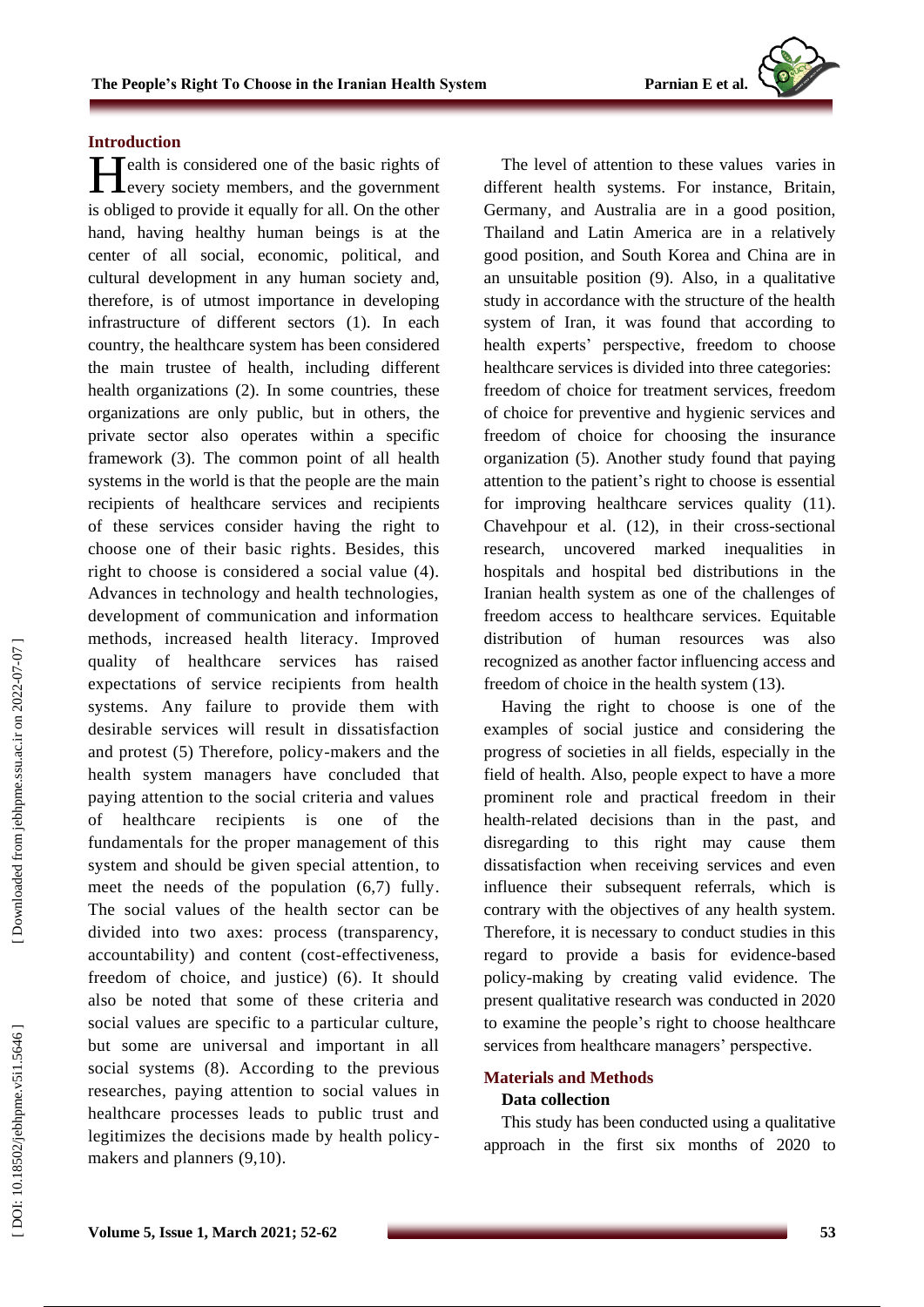## Introduction

Health is considered one of the basic rights of every society members, and the government is obliged to provide it equally for all. On the other hand, having healthy human beings is at the center of all social, economic, political, and cultural development in any human society and, therefore, is of utmost importance in developing infrastructure of different sectors (1). In each country, the healthcare system has been considered the main trustee of health, including different health organizations (2). In some countries, these organizations are only public, but in others, the private sector also operates within a specific framework (3). The common point of all health systems in the world is that the people are the main recipients of healthcare services and recipients of these services consider having the right to choose one of their basic rights. Besides, this right to choose is considered a social value (4). Advances in technology and health technologies, development of communication and information methods, increased health literacy. Improved quality of healthcare services has raised expectations of service recipients from health systems. Any failure to provide them with desirable services will result in dissatisfaction and protest (5) Therefore, policy-makers and the health system managers have concluded that paying attention to the social criteria and values of healthcare recipients is one of the fundamentals for the proper management of this system and should be given special attention, to meet the needs of the population (6,7) fully. The social values of the health sector can be divided into two axes: process (transparency, accountability) and content (cost-effectiveness, freedom of choice, and justice) (6). It should also be noted that some of these criteria and social values are specific to a particular culture, but some are universal and important in all social systems (8). According to the previous researches, paying attention to social values in healthcare processes leads to public trust and legitimizes the decisions made by health policy-makers and planners (9,10).

The level of attention to these values varies in different health systems. For instance, Britain, Germany, and Australia are in a good position, Thailand and Latin America are in a relatively good position, and South Korea and China are in an unsuitable position (9). Also, in a qualitative study in accordance with the structure of the health system of Iran, it was found that according to health experts' perspective, freedom to choose healthcare services is divided into three categories: freedom of choice for treatment services, freedom of choice for preventive and hygienic services and freedom of choice for choosing the insurance organization (5). Another study found that paying attention to the patient's right to choose is essential for improving healthcare services quality (11). Chavehpour et al. (12), in their cross-sectional research, uncovered marked inequalities in hospitals and hospital bed distributions in the Iranian health system as one of the challenges of freedom access to healthcare services. Equitable distribution of human resources was also recognized as another factor influencing access and freedom of choice in the health system (13).

Having the right to choose is one of the examples of social justice and considering the progress of societies in all fields, especially in the field of health. Also, people expect to have a more prominent role and practical freedom in their health-related decisions than in the past, and disregarding to this right may cause them dissatisfaction when receiving services and even influence their subsequent referrals, which is contrary with the objectives of any health system. Therefore, it is necessary to conduct studies in this regard to provide a basis for evidence-based policy-making by creating valid evidence. The present qualitative research was conducted in 2020 to examine the people's right to choose healthcare services from healthcare managers' perspective.

## Materials and Methods

### Data collection

This study has been conducted using a qualitative approach in the first six months of 2020 to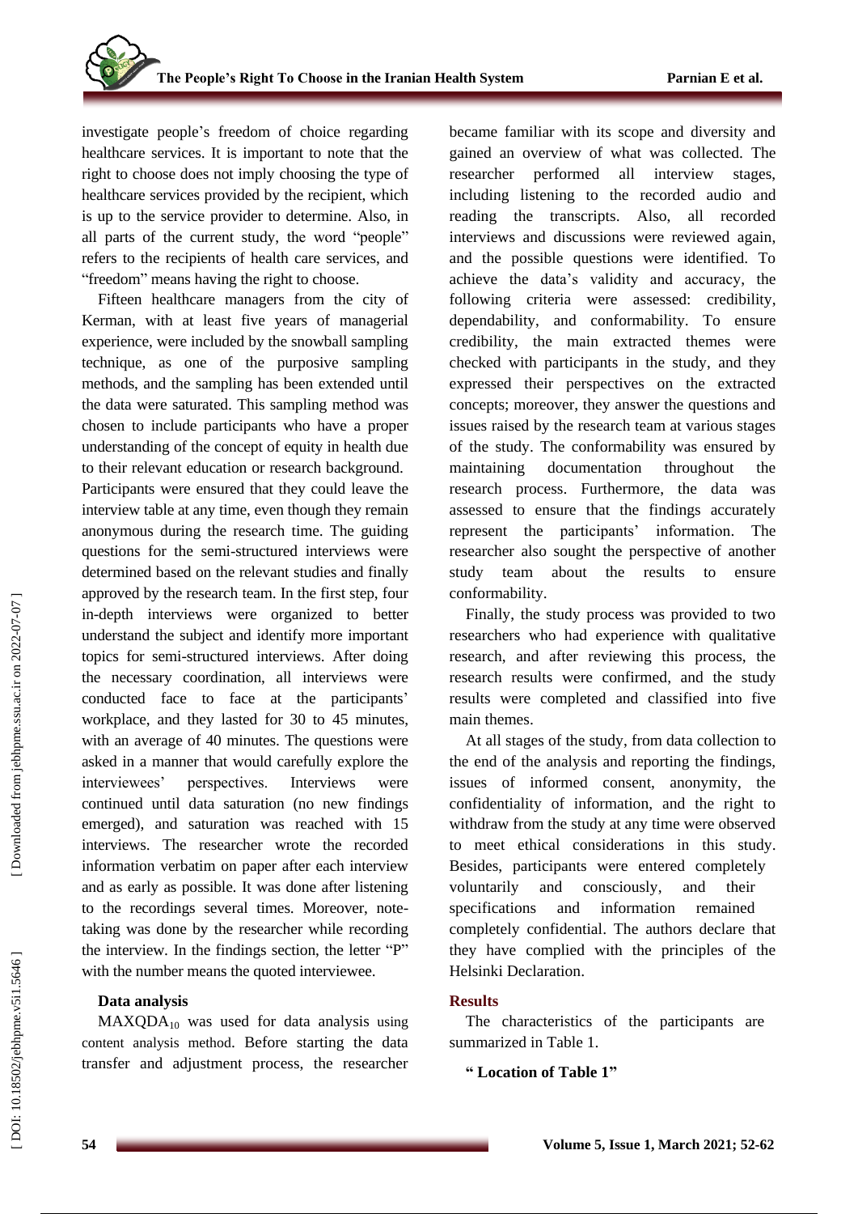investigate people's freedom of choice regarding healthcare services. It is important to note that the right to choose does not imply choosing the type of healthcare services provided by the recipient, which is up to the service provider to determine. Also, in all parts of the current study, the word "people" refers to the recipients of health care services, and "freedom" means having the right to choose.

Fifteen healthcare managers from the city of Kerman, with at least five years of managerial experience, were included by the snowball sampling technique, as one of the purposive sampling methods, and the sampling has been extended until the data were saturated. This sampling method was chosen to include participants who have a proper understanding of the concept of equity in health due to their relevant education or research background.
Participants were ensured that they could leave the interview table at any time, even though they remain anonymous during the research time. The guiding questions for the semi-structured interviews were determined based on the relevant studies and finally approved by the research team. In the first step, four in-depth interviews were organized to better understand the subject and identify more important topics for semi-structured interviews. After doing the necessary coordination, all interviews were conducted face to face at the participants' workplace, and they lasted for 30 to 45 minutes, with an average of 40 minutes. The questions were asked in a manner that would carefully explore the interviewees' perspectives. Interviews were continued until data saturation (no new findings emerged), and saturation was reached with 15 interviews. The researcher wrote the recorded information verbatim on paper after each interview and as early as possible. It was done after listening to the recordings several times. Moreover, note-taking was done by the researcher while recording the interview. In the findings section, the letter "P" with the number means the quoted interviewee.

### Data analysis

$MAXQDA_{10}$ was used for data analysis using content analysis method. Before starting the data transfer and adjustment process, the researcher became familiar with its scope and diversity and gained an overview of what was collected. The researcher performed all interview stages, including listening to the recorded audio and reading the transcripts. Also, all recorded interviews and discussions were reviewed again, and the possible questions were identified. To achieve the data's validity and accuracy, the following criteria were assessed: credibility, dependability, and conformability. To ensure credibility, the main extracted themes were checked with participants in the study, and they expressed their perspectives on the extracted concepts; moreover, they answer the questions and issues raised by the research team at various stages of the study. The conformability was ensured by maintaining documentation throughout the research process. Furthermore, the data was assessed to ensure that the findings accurately represent the participants' information. The researcher also sought the perspective of another study team about the results to ensure conformability.

Finally, the study process was provided to two researchers who had experience with qualitative research, and after reviewing this process, the research results were confirmed, and the study results were completed and classified into five main themes.

At all stages of the study, from data collection to the end of the analysis and reporting the findings, issues of informed consent, anonymity, the confidentiality of information, and the right to withdraw from the study at any time were observed to meet ethical considerations in this study. Besides, participants were entered completely voluntarily and consciously, and their specifications and information remained completely confidential. The authors declare that they have complied with the principles of the Helsinki Declaration.

## Results

The characteristics of the participants are summarized in Table 1.

**" Location of Table 1"**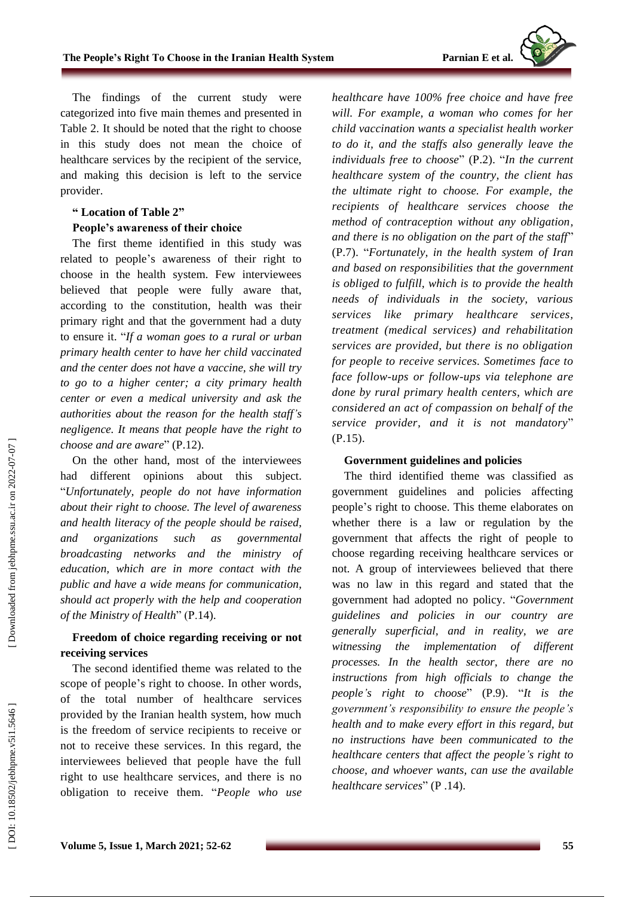The findings of the current study were categorized into five main themes and presented in Table 2. It should be noted that the right to choose in this study does not mean the choice of healthcare services by the recipient of the service, and making this decision is left to the service provider.

**" Location of Table 2"**

### People's awareness of their choice

The first theme identified in this study was related to people's awareness of their right to choose in the health system. Few interviewees believed that people were fully aware that, according to the constitution, health was their primary right and that the government had a duty to ensure it. "*If a woman goes to a rural or urban primary health center to have her child vaccinated and the center does not have a vaccine, she will try to go to a higher center; a city primary health center or even a medical university and ask the authorities about the reason for the health staff's negligence. It means that people have the right to choose and are aware*" (P.12).

On the other hand, most of the interviewees had different opinions about this subject. "*Unfortunately, people do not have information about their right to choose. The level of awareness and health literacy of the people should be raised, and organizations such as governmental broadcasting networks and the ministry of education, which are in more contact with the public and have a wide means for communication, should act properly with the help and cooperation of the Ministry of Health*" (P.14).

### Freedom of choice regarding receiving or not receiving services

The second identified theme was related to the scope of people's right to choose. In other words, of the total number of healthcare services provided by the Iranian health system, how much is the freedom of service recipients to receive or not to receive these services. In this regard, the interviewees believed that people have the full right to use healthcare services, and there is no obligation to receive them. "*People who use healthcare have 100% free choice and have free will. For example, a woman who comes for her child vaccination wants a specialist health worker to do it, and the staffs also generally leave the individuals free to choose*" (P.2). "*In the current healthcare system of the country, the client has the ultimate right to choose. For example, the recipients of healthcare services choose the method of contraception without any obligation, and there is no obligation on the part of the staff*" (P.7). "*Fortunately, in the health system of Iran and based on responsibilities that the government is obliged to fulfill, which is to provide the health needs of individuals in the society, various services like primary healthcare services, treatment (medical services) and rehabilitation services are provided, but there is no obligation for people to receive services. Sometimes face to face follow-ups or follow-ups via telephone are done by rural primary health centers, which are considered an act of compassion on behalf of the service provider, and it is not mandatory*" (P.15).

### Government guidelines and policies

The third identified theme was classified as government guidelines and policies affecting people's right to choose. This theme elaborates on whether there is a law or regulation by the government that affects the right of people to choose regarding receiving healthcare services or not. A group of interviewees believed that there was no law in this regard and stated that the government had adopted no policy. "*Government guidelines and policies in our country are generally superficial, and in reality, we are witnessing the implementation of different processes. In the health sector, there are no instructions from high officials to change the people's right to choose*" (P.9). "*It is the government's responsibility to ensure the people's health and to make every effort in this regard, but no instructions have been communicated to the healthcare centers that affect the people's right to choose, and whoever wants, can use the available healthcare services*" (P .14).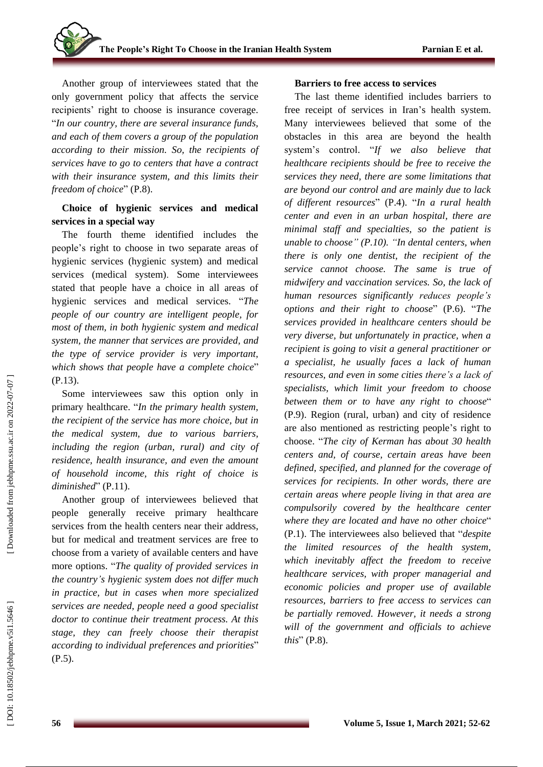Another group of interviewees stated that the only government policy that affects the service recipients' right to choose is insurance coverage. "*In our country, there are several insurance funds, and each of them covers a group of the population according to their mission. So, the recipients of services have to go to centers that have a contract with their insurance system, and this limits their freedom of choice*" (P.8).

### Choice of hygienic services and medical services in a special way

The fourth theme identified includes the people's right to choose in two separate areas of hygienic services (hygienic system) and medical services (medical system). Some interviewees stated that people have a choice in all areas of hygienic services and medical services. "*The people of our country are intelligent people, for most of them, in both hygienic system and medical system, the manner that services are provided, and the type of service provider is very important, which shows that people have a complete choice*" (P.13).

Some interviewees saw this option only in primary healthcare. "*In the primary health system, the recipient of the service has more choice, but in the medical system, due to various barriers, including the region (urban, rural) and city of residence, health insurance, and even the amount of household income, this right of choice is diminished*" (P.11).

Another group of interviewees believed that people generally receive primary healthcare services from the health centers near their address, but for medical and treatment services are free to choose from a variety of available centers and have more options. "*The quality of provided services in the country's hygienic system does not differ much in practice, but in cases when more specialized services are needed, people need a good specialist doctor to continue their treatment process. At this stage, they can freely choose their therapist according to individual preferences and priorities*" (P.5).

### Barriers to free access to services

The last theme identified includes barriers to free receipt of services in Iran's health system. Many interviewees believed that some of the obstacles in this area are beyond the health system's control. "*If we also believe that healthcare recipients should be free to receive the services they need, there are some limitations that are beyond our control and are mainly due to lack of different resources*" (P.4). "*In a rural health center and even in an urban hospital, there are minimal staff and specialties, so the patient is unable to choose" (P.10). "In dental centers, when there is only one dentist, the recipient of the service cannot choose. The same is true of midwifery and vaccination services. So, the lack of human resources significantly reduces people's options and their right to choose*" (P.6). "*The services provided in healthcare centers should be very diverse, but unfortunately in practice, when a recipient is going to visit a general practitioner or a specialist, he usually faces a lack of human resources, and even in some cities there's a lack of specialists, which limit your freedom to choose between them or to have any right to choose*" (P.9). Region (rural, urban) and city of residence are also mentioned as restricting people's right to choose. "*The city of Kerman has about 30 health centers and, of course, certain areas have been defined, specified, and planned for the coverage of services for recipients. In other words, there are certain areas where people living in that area are compulsorily covered by the healthcare center where they are located and have no other choice*" (P.1). The interviewees also believed that "*despite the limited resources of the health system, which inevitably affect the freedom to receive healthcare services, with proper managerial and economic policies and proper use of available resources, barriers to free access to services can be partially removed. However, it needs a strong will of the government and officials to achieve this*" (P.8).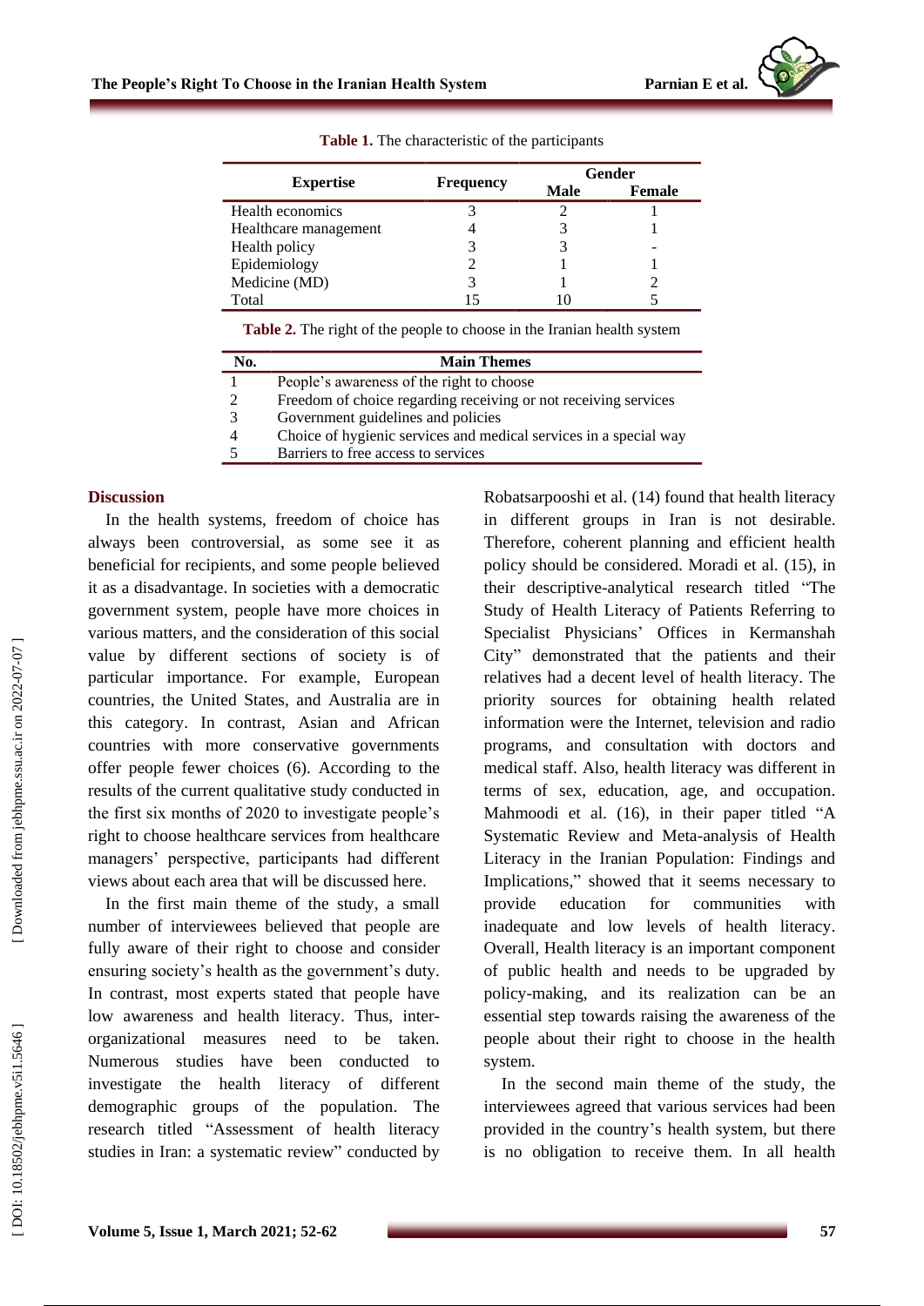**Table 1.** The characteristic of the participants

| Expertise | Frequency | Gender | |
|---|---|---|---|
| | | Male | Female |
| Health economics | 3 | 2 | 1 |
| Healthcare management | 4 | 3 | 1 |
| Health policy | 3 | 3 | - |
| Epidemiology | 2 | 1 | 1 |
| Medicine (MD) | 3 | 1 | 2 |
| Total | 15 | 10 | 5 |

**Table 2.** The right of the people to choose in the Iranian health system

| No. | Main Themes |
|---|---|
| 1 | People's awareness of the right to choose |
| 2 | Freedom of choice regarding receiving or not receiving services |
| 3 | Government guidelines and policies |
| 4 | Choice of hygienic services and medical services in a special way |
| 5 | Barriers to free access to services |

## Discussion

In the health systems, freedom of choice has always been controversial, as some see it as beneficial for recipients, and some people believed it as a disadvantage. In societies with a democratic government system, people have more choices in various matters, and the consideration of this social value by different sections of society is of particular importance. For example, European countries, the United States, and Australia are in this category. In contrast, Asian and African countries with more conservative governments offer people fewer choices (6). According to the results of the current qualitative study conducted in the first six months of 2020 to investigate people's right to choose healthcare services from healthcare managers' perspective, participants had different views about each area that will be discussed here.

In the first main theme of the study, a small number of interviewees believed that people are fully aware of their right to choose and consider ensuring society's health as the government's duty. In contrast, most experts stated that people have low awareness and health literacy. Thus, inter-organizational measures need to be taken. Numerous studies have been conducted to investigate the health literacy of different demographic groups of the population. The research titled "Assessment of health literacy studies in Iran: a systematic review" conducted by Robatsarpooshi et al. (14) found that health literacy in different groups in Iran is not desirable. Therefore, coherent planning and efficient health policy should be considered. Moradi et al. (15), in their descriptive-analytical research titled "The Study of Health Literacy of Patients Referring to Specialist Physicians' Offices in Kermanshah City" demonstrated that the patients and their relatives had a decent level of health literacy. The priority sources for obtaining health related information were the Internet, television and radio programs, and consultation with doctors and medical staff. Also, health literacy was different in terms of sex, education, age, and occupation. Mahmoodi et al. (16), in their paper titled "A Systematic Review and Meta-analysis of Health Literacy in the Iranian Population: Findings and Implications," showed that it seems necessary to provide education for communities with inadequate and low levels of health literacy. Overall, Health literacy is an important component of public health and needs to be upgraded by policy-making, and its realization can be an essential step towards raising the awareness of the people about their right to choose in the health system.

In the second main theme of the study, the interviewees agreed that various services had been provided in the country's health system, but there is no obligation to receive them. In all health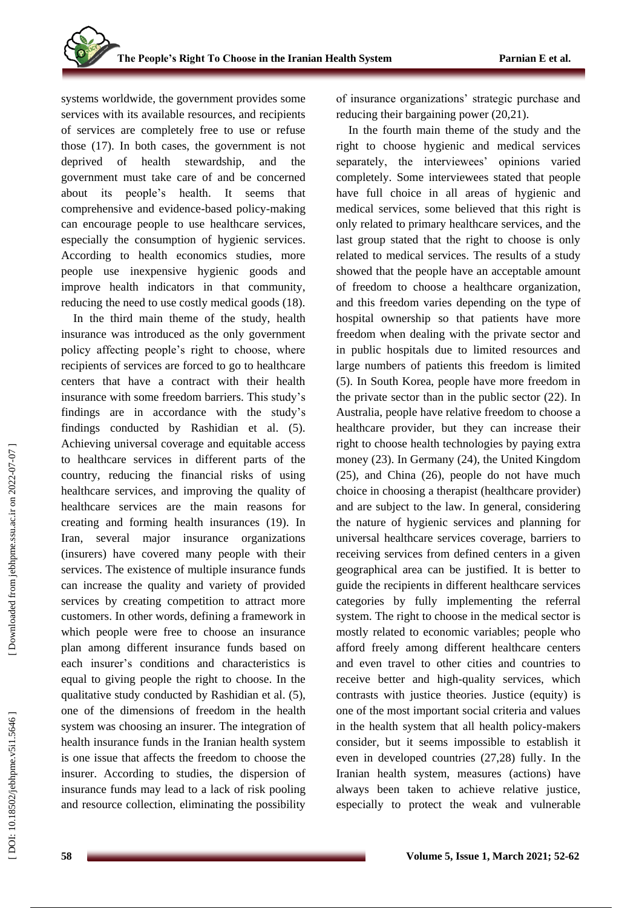systems worldwide, the government provides some services with its available resources, and recipients of services are completely free to use or refuse those (17). In both cases, the government is not deprived of health stewardship, and the government must take care of and be concerned about its people's health. It seems that comprehensive and evidence-based policy-making can encourage people to use healthcare services, especially the consumption of hygienic services. According to health economics studies, more people use inexpensive hygienic goods and improve health indicators in that community, reducing the need to use costly medical goods (18).

In the third main theme of the study, health insurance was introduced as the only government policy affecting people's right to choose, where recipients of services are forced to go to healthcare centers that have a contract with their health insurance with some freedom barriers. This study's findings are in accordance with the study's findings conducted by Rashidian et al. (5). Achieving universal coverage and equitable access to healthcare services in different parts of the country, reducing the financial risks of using healthcare services, and improving the quality of healthcare services are the main reasons for creating and forming health insurances (19). In Iran, several major insurance organizations (insurers) have covered many people with their services. The existence of multiple insurance funds can increase the quality and variety of provided services by creating competition to attract more customers. In other words, defining a framework in which people were free to choose an insurance plan among different insurance funds based on each insurer's conditions and characteristics is equal to giving people the right to choose. In the qualitative study conducted by Rashidian et al. (5), one of the dimensions of freedom in the health system was choosing an insurer. The integration of health insurance funds in the Iranian health system is one issue that affects the freedom to choose the insurer. According to studies, the dispersion of insurance funds may lead to a lack of risk pooling and resource collection, eliminating the possibility of insurance organizations' strategic purchase and reducing their bargaining power (20,21).

In the fourth main theme of the study and the right to choose hygienic and medical services separately, the interviewees' opinions varied completely. Some interviewees stated that people have full choice in all areas of hygienic and medical services, some believed that this right is only related to primary healthcare services, and the last group stated that the right to choose is only related to medical services. The results of a study showed that the people have an acceptable amount of freedom to choose a healthcare organization, and this freedom varies depending on the type of hospital ownership so that patients have more freedom when dealing with the private sector and in public hospitals due to limited resources and large numbers of patients this freedom is limited (5). In South Korea, people have more freedom in the private sector than in the public sector (22). In Australia, people have relative freedom to choose a healthcare provider, but they can increase their right to choose health technologies by paying extra money (23). In Germany (24), the United Kingdom (25), and China (26), people do not have much choice in choosing a therapist (healthcare provider) and are subject to the law. In general, considering the nature of hygienic services and planning for universal healthcare services coverage, barriers to receiving services from defined centers in a given geographical area can be justified. It is better to guide the recipients in different healthcare services categories by fully implementing the referral system. The right to choose in the medical sector is mostly related to economic variables; people who afford freely among different healthcare centers and even travel to other cities and countries to receive better and high-quality services, which contrasts with justice theories. Justice (equity) is one of the most important social criteria and values in the health system that all health policy-makers consider, but it seems impossible to establish it even in developed countries (27,28) fully. In the Iranian health system, measures (actions) have always been taken to achieve relative justice, especially to protect the weak and vulnerable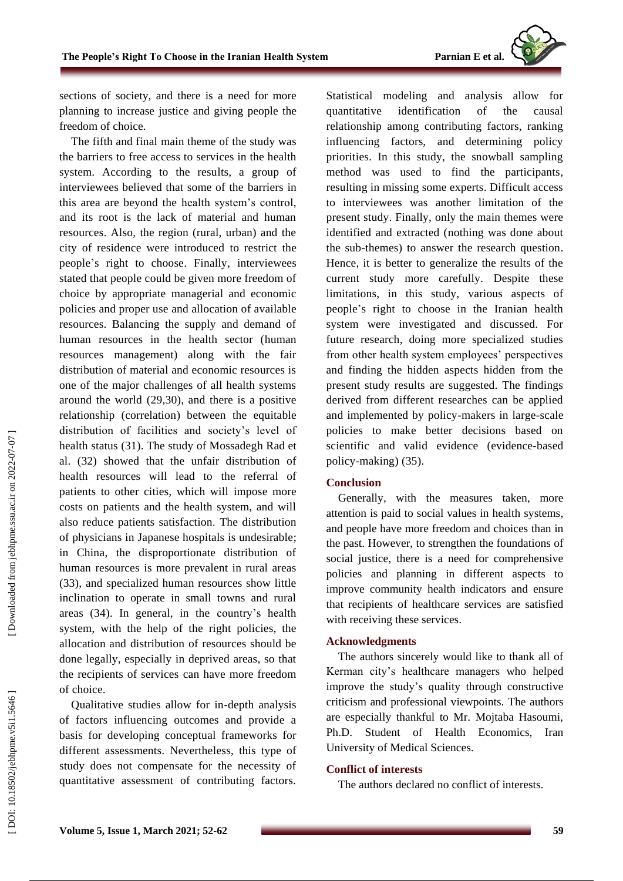sections of society, and there is a need for more planning to increase justice and giving people the freedom of choice.

The fifth and final main theme of the study was the barriers to free access to services in the health system. According to the results, a group of interviewees believed that some of the barriers in this area are beyond the health system's control, and its root is the lack of material and human resources. Also, the region (rural, urban) and the city of residence were introduced to restrict the people's right to choose. Finally, interviewees stated that people could be given more freedom of choice by appropriate managerial and economic policies and proper use and allocation of available resources. Balancing the supply and demand of human resources in the health sector (human resources management) along with the fair distribution of material and economic resources is one of the major challenges of all health systems around the world (29,30), and there is a positive relationship (correlation) between the equitable distribution of facilities and society's level of health status (31). The study of Mossadegh Rad et al. (32) showed that the unfair distribution of health resources will lead to the referral of patients to other cities, which will impose more costs on patients and the health system, and will also reduce patients satisfaction. The distribution of physicians in Japanese hospitals is undesirable; in China, the disproportionate distribution of human resources is more prevalent in rural areas (33), and specialized human resources show little inclination to operate in small towns and rural areas (34). In general, in the country's health system, with the help of the right policies, the allocation and distribution of resources should be done legally, especially in deprived areas, so that the recipients of services can have more freedom of choice.

Qualitative studies allow for in-depth analysis of factors influencing outcomes and provide a basis for developing conceptual frameworks for different assessments. Nevertheless, this type of study does not compensate for the necessity of quantitative assessment of contributing factors. Statistical modeling and analysis allow for quantitative identification of the causal relationship among contributing factors, ranking influencing factors, and determining policy priorities. In this study, the snowball sampling method was used to find the participants, resulting in missing some experts. Difficult access to interviewees was another limitation of the present study. Finally, only the main themes were identified and extracted (nothing was done about the sub-themes) to answer the research question. Hence, it is better to generalize the results of the current study more carefully. Despite these limitations, in this study, various aspects of people's right to choose in the Iranian health system were investigated and discussed. For future research, doing more specialized studies from other health system employees' perspectives and finding the hidden aspects hidden from the present study results are suggested. The findings derived from different researches can be applied and implemented by policy-makers in large-scale policies to make better decisions based on scientific and valid evidence (evidence-based policy-making) (35).

## Conclusion

Generally, with the measures taken, more attention is paid to social values in health systems, and people have more freedom and choices than in the past. However, to strengthen the foundations of social justice, there is a need for comprehensive policies and planning in different aspects to improve community health indicators and ensure that recipients of healthcare services are satisfied with receiving these services.

## Acknowledgments

The authors sincerely would like to thank all of Kerman city's healthcare managers who helped improve the study's quality through constructive criticism and professional viewpoints. The authors are especially thankful to Mr. Mojtaba Hasoumi, Ph.D. Student of Health Economics, Iran University of Medical Sciences.

## Conflict of interests

The authors declared no conflict of interests.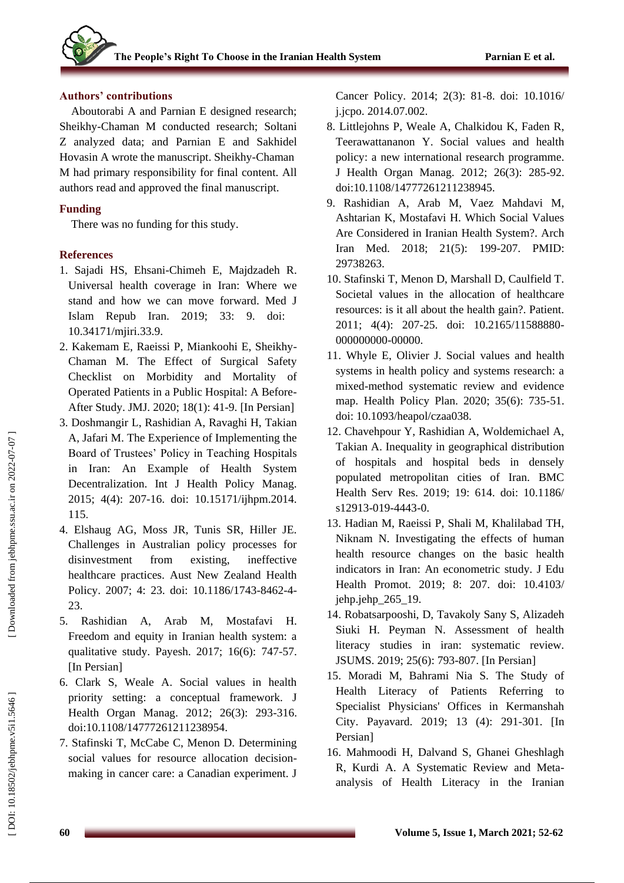## Authors' contributions

Aboutorabi A and Parnian E designed research; Sheikhy-Chaman M conducted research; Soltani Z analyzed data; and Parnian E and Sakhidel Hovasin A wrote the manuscript. Sheikhy-Chaman M had primary responsibility for final content. All authors read and approved the final manuscript.

## Funding

There was no funding for this study.

## References

1. Sajadi HS, Ehsani-Chimeh E, Majdzadeh R. Universal health coverage in Iran: Where we stand and how we can move forward. Med J Islam Repub Iran. 2019; 33: 9. doi: 10.34171/mjiri.33.9.
2. Kakemam E, Raeissi P, Miankoohi E, Sheikhy-Chaman M. The Effect of Surgical Safety Checklist on Morbidity and Mortality of Operated Patients in a Public Hospital: A Before-After Study. JMJ. 2020; 18(1): 41-9. [In Persian]
3. Doshmangir L, Rashidian A, Ravaghi H, Takian A, Jafari M. The Experience of Implementing the Board of Trustees' Policy in Teaching Hospitals in Iran: An Example of Health System Decentralization. Int J Health Policy Manag. 2015; 4(4): 207-16. doi: 10.15171/ijhpm.2014.115.
4. Elshaug AG, Moss JR, Tunis SR, Hiller JE. Challenges in Australian policy processes for disinvestment from existing, ineffective healthcare practices. Aust New Zealand Health Policy. 2007; 4: 23. doi: 10.1186/1743-8462-4-23.
5. Rashidian A, Arab M, Mostafavi H. Freedom and equity in Iranian health system: a qualitative study. Payesh. 2017; 16(6): 747-57. [In Persian]
6. Clark S, Weale A. Social values in health priority setting: a conceptual framework. J Health Organ Manag. 2012; 26(3): 293-316. doi:10.1108/14777261211238954.
7. Stafinski T, McCabe C, Menon D. Determining social values for resource allocation decision-making in cancer care: a Canadian experiment. J Cancer Policy. 2014; 2(3): 81-8. doi: 10.1016/j.jcpo. 2014.07.002.
8. Littlejohns P, Weale A, Chalkidou K, Faden R, Teerawattananon Y. Social values and health policy: a new international research programme. J Health Organ Manag. 2012; 26(3): 285-92. doi:10.1108/14777261211238945.
9. Rashidian A, Arab M, Vaez Mahdavi M, Ashtarian K, Mostafavi H. Which Social Values Are Considered in Iranian Health System?. Arch Iran Med. 2018; 21(5): 199-207. PMID: 29738263.
10. Stafinski T, Menon D, Marshall D, Caulfield T. Societal values in the allocation of healthcare resources: is it all about the health gain?. Patient. 2011; 4(4): 207-25. doi: 10.2165/11588880-000000000-00000.
11. Whyle E, Olivier J. Social values and health systems in health policy and systems research: a mixed-method systematic review and evidence map. Health Policy Plan. 2020; 35(6): 735-51. doi: 10.1093/heapol/czaa038.
12. Chavehpour Y, Rashidian A, Woldemichael A, Takian A. Inequality in geographical distribution of hospitals and hospital beds in densely populated metropolitan cities of Iran. BMC Health Serv Res. 2019; 19: 614. doi: 10.1186/s12913-019-4443-0.
13. Hadian M, Raeissi P, Shali M, Khalilabad TH, Niknam N. Investigating the effects of human health resource changes on the basic health indicators in Iran: An econometric study. J Edu Health Promot. 2019; 8: 207. doi: 10.4103/jehp.jehp_265_19.
14. Robatsarpooshi, D, Tavakoly Sany S, Alizadeh Siuki H. Peyman N. Assessment of health literacy studies in iran: systematic review. JSUMS. 2019; 25(6): 793-807. [In Persian]
15. Moradi M, Bahrami Nia S. The Study of Health Literacy of Patients Referring to Specialist Physicians' Offices in Kermanshah City. Payavard. 2019; 13 (4): 291-301. [In Persian]
16. Mahmoodi H, Dalvand S, Ghanei Gheshlagh R, Kurdi A. A Systematic Review and Meta-analysis of Health Literacy in the Iranian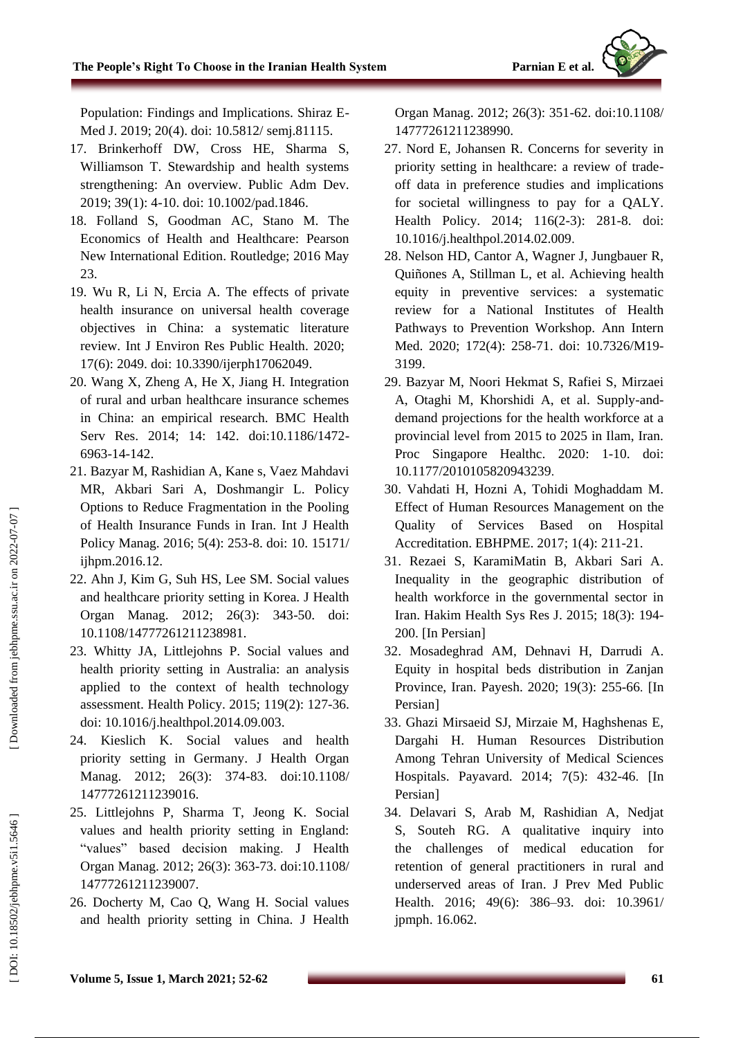Population: Findings and Implications. Shiraz E-Med J. 2019; 20(4). doi: 10.5812/ semj.81115.

17. Brinkerhoff DW, Cross HE, Sharma S, Williamson T. Stewardship and health systems strengthening: An overview. Public Adm Dev. 2019; 39(1): 4-10. doi: 10.1002/pad.1846.
18. Folland S, Goodman AC, Stano M. The Economics of Health and Healthcare: Pearson New International Edition. Routledge; 2016 May 23.
19. Wu R, Li N, Ercia A. The effects of private health insurance on universal health coverage objectives in China: a systematic literature review. Int J Environ Res Public Health. 2020; 17(6): 2049. doi: 10.3390/ijerph17062049.
20. Wang X, Zheng A, He X, Jiang H. Integration of rural and urban healthcare insurance schemes in China: an empirical research. BMC Health Serv Res. 2014; 14: 142. doi:10.1186/1472-6963-14-142.
21. Bazyar M, Rashidian A, Kane s, Vaez Mahdavi MR, Akbari Sari A, Doshmangir L. Policy Options to Reduce Fragmentation in the Pooling of Health Insurance Funds in Iran. Int J Health Policy Manag. 2016; 5(4): 253-8. doi: 10. 15171/ ijhpm.2016.12.
22. Ahn J, Kim G, Suh HS, Lee SM. Social values and healthcare priority setting in Korea. J Health Organ Manag. 2012; 26(3): 343-50. doi: 10.1108/14777261211238981.
23. Whitty JA, Littlejohns P. Social values and health priority setting in Australia: an analysis applied to the context of health technology assessment. Health Policy. 2015; 119(2): 127-36. doi: 10.1016/j.healthpol.2014.09.003.
24. Kieslich K. Social values and health priority setting in Germany. J Health Organ Manag. 2012; 26(3): 374-83. doi:10.1108/ 14777261211239016.
25. Littlejohns P, Sharma T, Jeong K. Social values and health priority setting in England: "values" based decision making. J Health Organ Manag. 2012; 26(3): 363-73. doi:10.1108/ 14777261211239007.
26. Docherty M, Cao Q, Wang H. Social values and health priority setting in China. J Health Organ Manag. 2012; 26(3): 351-62. doi:10.1108/ 14777261211238990.
27. Nord E, Johansen R. Concerns for severity in priority setting in healthcare: a review of trade-off data in preference studies and implications for societal willingness to pay for a QALY. Health Policy. 2014; 116(2-3): 281-8. doi: 10.1016/j.healthpol.2014.02.009.
28. Nelson HD, Cantor A, Wagner J, Jungbauer R, Quiñones A, Stillman L, et al. Achieving health equity in preventive services: a systematic review for a National Institutes of Health Pathways to Prevention Workshop. Ann Intern Med. 2020; 172(4): 258-71. doi: 10.7326/M19-3199.
29. Bazyar M, Noori Hekmat S, Rafiei S, Mirzaei A, Otaghi M, Khorshidi A, et al. Supply-and-demand projections for the health workforce at a provincial level from 2015 to 2025 in Ilam, Iran. Proc Singapore Healthc. 2020: 1-10. doi: 10.1177/2010105820943239.
30. Vahdati H, Hozni A, Tohidi Moghaddam M. Effect of Human Resources Management on the Quality of Services Based on Hospital Accreditation. EBHPME. 2017; 1(4): 211-21.
31. Rezaei S, KaramiMatin B, Akbari Sari A. Inequality in the geographic distribution of health workforce in the governmental sector in Iran. Hakim Health Sys Res J. 2015; 18(3): 194-200. [In Persian]
32. Mosadeghrad AM, Dehnavi H, Darrudi A. Equity in hospital beds distribution in Zanjan Province, Iran. Payesh. 2020; 19(3): 255-66. [In Persian]
33. Ghazi Mirsaeid SJ, Mirzaie M, Haghshenas E, Dargahi H. Human Resources Distribution Among Tehran University of Medical Sciences Hospitals. Payavard. 2014; 7(5): 432-46. [In Persian]
34. Delavari S, Arab M, Rashidian A, Nedjat S, Souteh RG. A qualitative inquiry into the challenges of medical education for retention of general practitioners in rural and underserved areas of Iran. J Prev Med Public Health. 2016; 49(6): 386–93. doi: 10.3961/ jpmph. 16.062.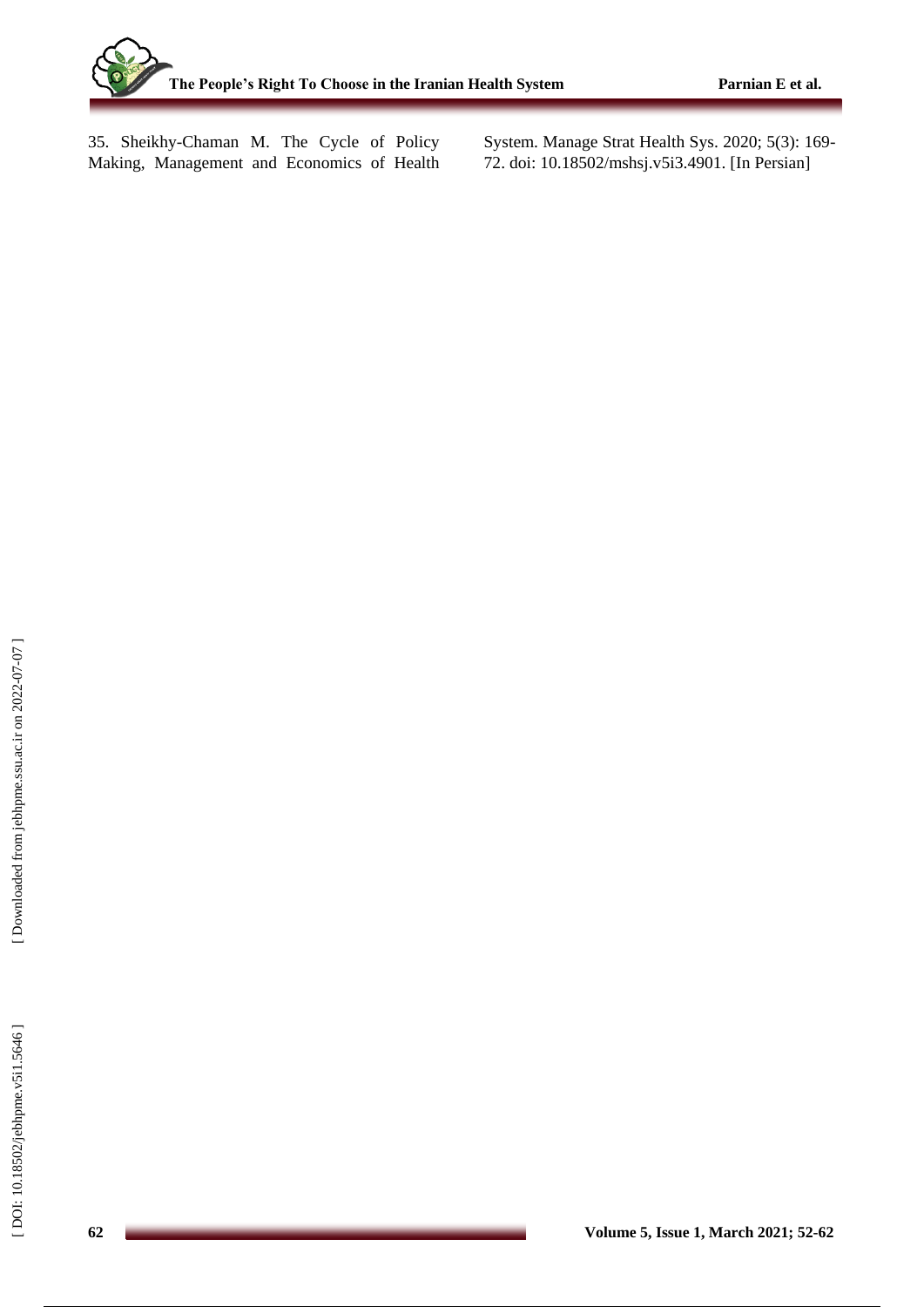35. Sheikhy-Chaman M. The Cycle of Policy Making, Management and Economics of Health System. Manage Strat Health Sys. 2020; 5(3): 169-72. doi: 10.18502/mshsj.v5i3.4901. [In Persian]